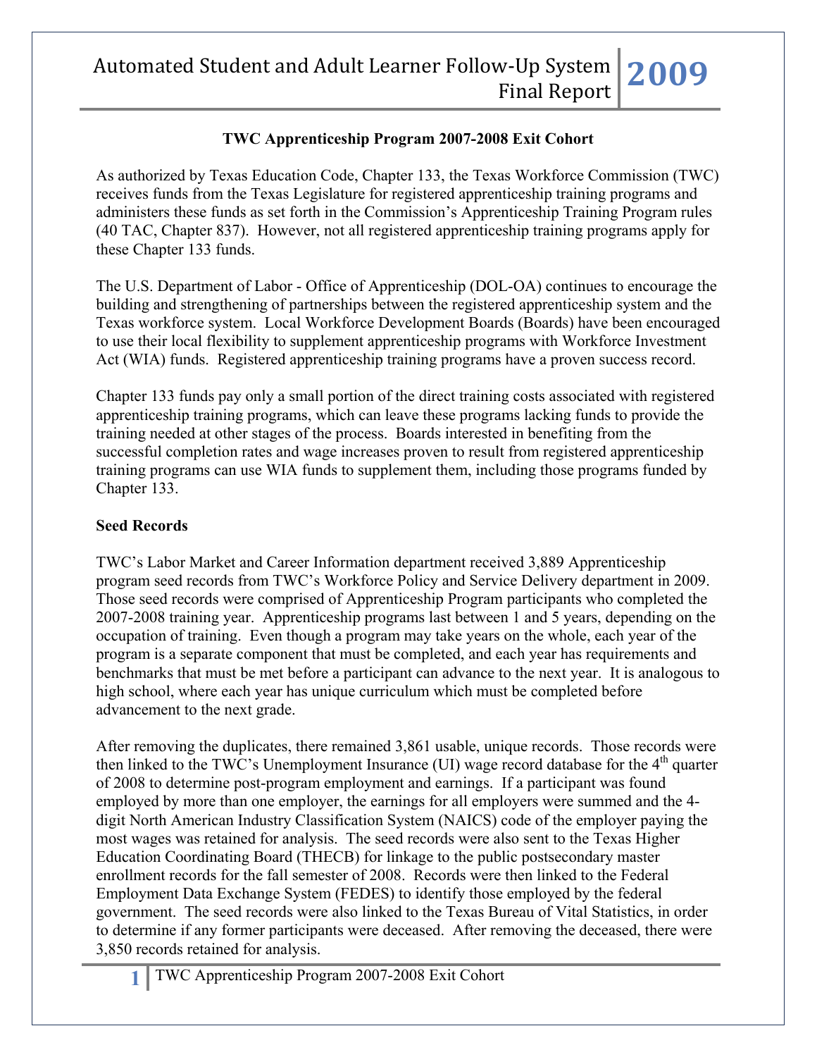## TWC Apprenticeship Program 2007-2008 Exit Cohort

As authorized by Texas Education Code, Chapter 133, the Texas Workforce Commission (TWC) receives funds from the Texas Legislature for registered apprenticeship training programs and administers these funds as set forth in the Commission's Apprenticeship Training Program rules (40 TAC, Chapter 837). However, not all registered apprenticeship training programs apply for these Chapter 133 funds.

The U.S. Department of Labor - Office of Apprenticeship (DOL-OA) continues to encourage the building and strengthening of partnerships between the registered apprenticeship system and the Texas workforce system. Local Workforce Development Boards (Boards) have been encouraged to use their local flexibility to supplement apprenticeship programs with Workforce Investment Act (WIA) funds. Registered apprenticeship training programs have a proven success record.

Chapter 133 funds pay only a small portion of the direct training costs associated with registered apprenticeship training programs, which can leave these programs lacking funds to provide the training needed at other stages of the process. Boards interested in benefiting from the successful completion rates and wage increases proven to result from registered apprenticeship training programs can use WIA funds to supplement them, including those programs funded by Chapter 133.

### Seed Records

TWC's Labor Market and Career Information department received 3,889 Apprenticeship program seed records from TWC's Workforce Policy and Service Delivery department in 2009. Those seed records were comprised of Apprenticeship Program participants who completed the 2007-2008 training year. Apprenticeship programs last between 1 and 5 years, depending on the occupation of training. Even though a program may take years on the whole, each year of the program is a separate component that must be completed, and each year has requirements and benchmarks that must be met before a participant can advance to the next year. It is analogous to high school, where each year has unique curriculum which must be completed before advancement to the next grade.

After removing the duplicates, there remained 3,861 usable, unique records. Those records were then linked to the TWC's Unemployment Insurance (UI) wage record database for the 4th quarter of 2008 to determine post-program employment and earnings. If a participant was found employed by more than one employer, the earnings for all employers were summed and the 4-digit North American Industry Classification System (NAICS) code of the employer paying the most wages was retained for analysis. The seed records were also sent to the Texas Higher Education Coordinating Board (THECB) for linkage to the public postsecondary master enrollment records for the fall semester of 2008. Records were then linked to the Federal Employment Data Exchange System (FEDES) to identify those employed by the federal government. The seed records were also linked to the Texas Bureau of Vital Statistics, in order to determine if any former participants were deceased. After removing the deceased, there were 3,850 records retained for analysis.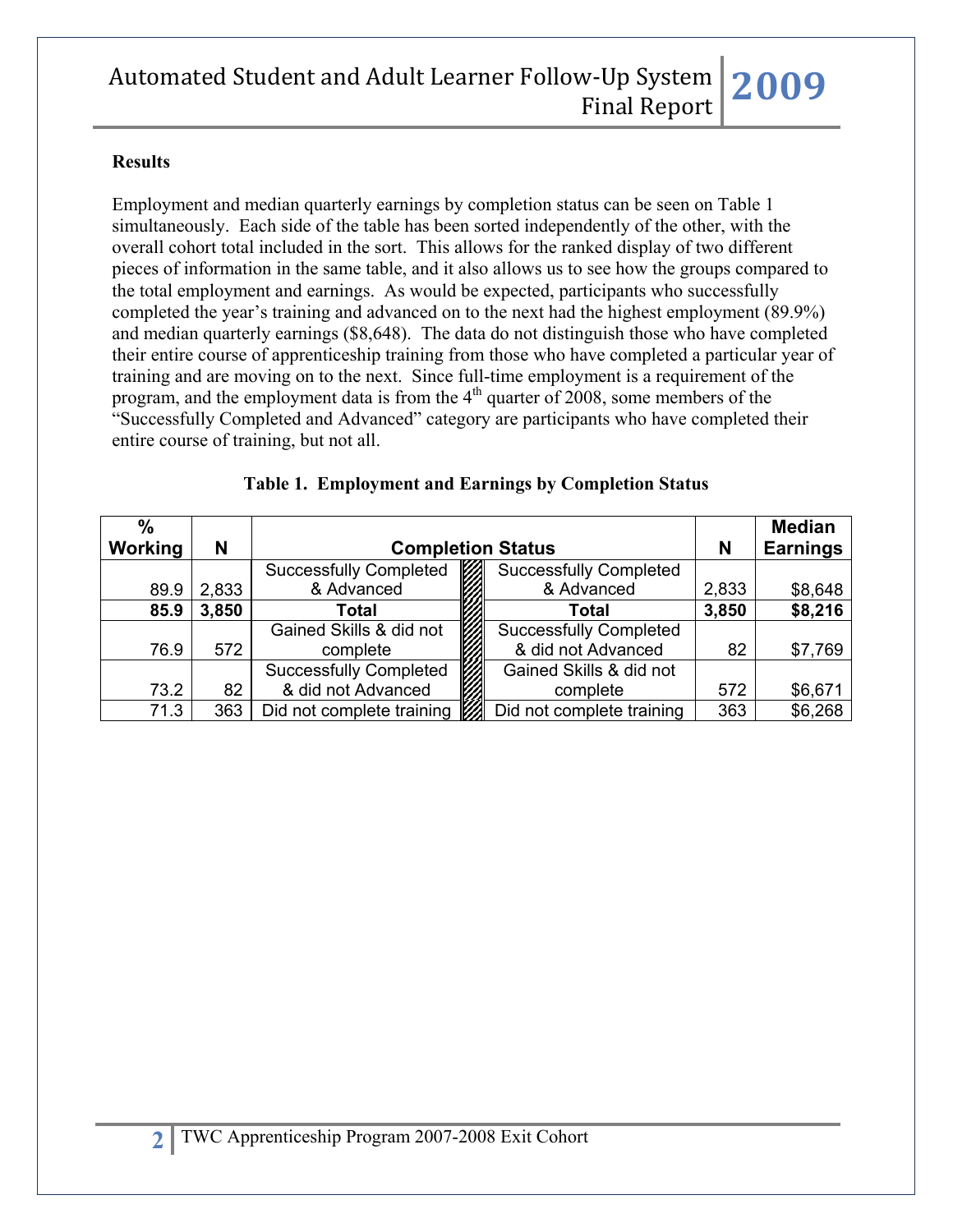## Results

Employment and median quarterly earnings by completion status can be seen on Table 1 simultaneously. Each side of the table has been sorted independently of the other, with the overall cohort total included in the sort. This allows for the ranked display of two different pieces of information in the same table, and it also allows us to see how the groups compared to the total employment and earnings. As would be expected, participants who successfully completed the year's training and advanced on to the next had the highest employment (89.9%) and median quarterly earnings ($8,648). The data do not distinguish those who have completed their entire course of apprenticeship training from those who have completed a particular year of training and are moving on to the next. Since full-time employment is a requirement of the program, and the employment data is from the 4th quarter of 2008, some members of the "Successfully Completed and Advanced" category are participants who have completed their entire course of training, but not all.

**Table 1. Employment and Earnings by Completion Status**

| % Working | N | Completion Status | Completion Status | N | Median Earnings |
|---|---|---|---|---|---|
| 89.9 | 2,833 | Successfully Completed & Advanced | Successfully Completed & Advanced | 2,833 | $8,648 |
| **85.9** | **3,850** | **Total** | **Total** | **3,850** | **$8,216** |
| 76.9 | 572 | Gained Skills & did not complete | Successfully Completed & did not Advanced | 82 | $7,769 |
| 73.2 | 82 | Successfully Completed & did not Advanced | Gained Skills & did not complete | 572 | $6,671 |
| 71.3 | 363 | Did not complete training | Did not complete training | 363 | $6,268 |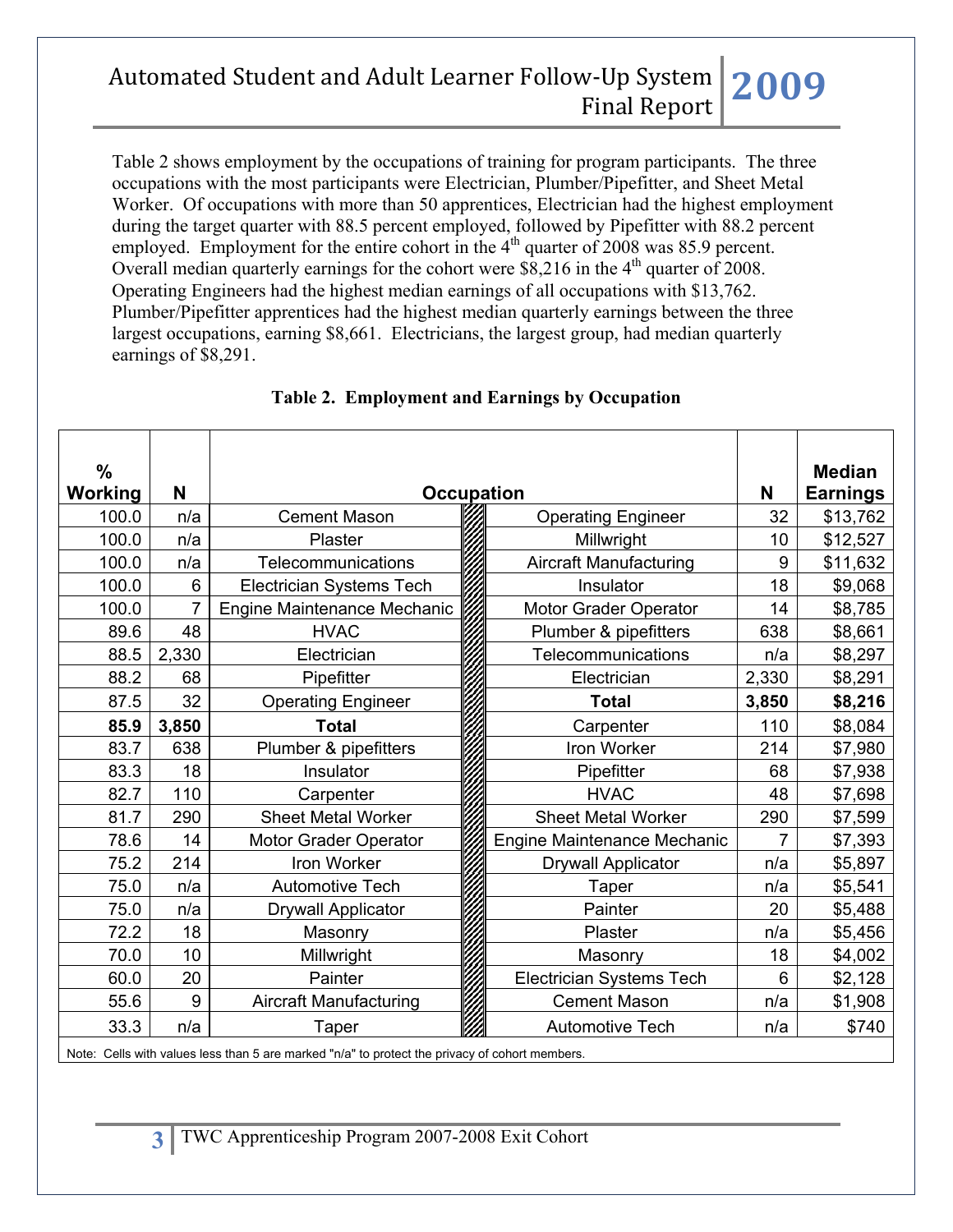Table 2 shows employment by the occupations of training for program participants. The three occupations with the most participants were Electrician, Plumber/Pipefitter, and Sheet Metal Worker. Of occupations with more than 50 apprentices, Electrician had the highest employment during the target quarter with 88.5 percent employed, followed by Pipefitter with 88.2 percent employed. Employment for the entire cohort in the 4th quarter of 2008 was 85.9 percent. Overall median quarterly earnings for the cohort were $8,216 in the 4th quarter of 2008. Operating Engineers had the highest median earnings of all occupations with $13,762. Plumber/Pipefitter apprentices had the highest median quarterly earnings between the three largest occupations, earning $8,661. Electricians, the largest group, had median quarterly earnings of $8,291.

**Table 2. Employment and Earnings by Occupation**

| % Working | N | Occupation | Occupation | N | Median Earnings |
|---|---|---|---|---|---|
| 100.0 | n/a | Cement Mason | Operating Engineer | 32 | $13,762 |
| 100.0 | n/a | Plaster | Millwright | 10 | $12,527 |
| 100.0 | n/a | Telecommunications | Aircraft Manufacturing | 9 | $11,632 |
| 100.0 | 6 | Electrician Systems Tech | Insulator | 18 | $9,068 |
| 100.0 | 7 | Engine Maintenance Mechanic | Motor Grader Operator | 14 | $8,785 |
| 89.6 | 48 | HVAC | Plumber & pipefitters | 638 | $8,661 |
| 88.5 | 2,330 | Electrician | Telecommunications | n/a | $8,297 |
| 88.2 | 68 | Pipefitter | Electrician | 2,330 | $8,291 |
| 87.5 | 32 | Operating Engineer | **Total** | **3,850** | **$8,216** |
| **85.9** | **3,850** | **Total** | Carpenter | 110 | $8,084 |
| 83.7 | 638 | Plumber & pipefitters | Iron Worker | 214 | $7,980 |
| 83.3 | 18 | Insulator | Pipefitter | 68 | $7,938 |
| 82.7 | 110 | Carpenter | HVAC | 48 | $7,698 |
| 81.7 | 290 | Sheet Metal Worker | Sheet Metal Worker | 290 | $7,599 |
| 78.6 | 14 | Motor Grader Operator | Engine Maintenance Mechanic | 7 | $7,393 |
| 75.2 | 214 | Iron Worker | Drywall Applicator | n/a | $5,897 |
| 75.0 | n/a | Automotive Tech | Taper | n/a | $5,541 |
| 75.0 | n/a | Drywall Applicator | Painter | 20 | $5,488 |
| 72.2 | 18 | Masonry | Plaster | n/a | $5,456 |
| 70.0 | 10 | Millwright | Masonry | 18 | $4,002 |
| 60.0 | 20 | Painter | Electrician Systems Tech | 6 | $2,128 |
| 55.6 | 9 | Aircraft Manufacturing | Cement Mason | n/a | $1,908 |
| 33.3 | n/a | Taper | Automotive Tech | n/a | $740 |

Note: Cells with values less than 5 are marked "n/a" to protect the privacy of cohort members.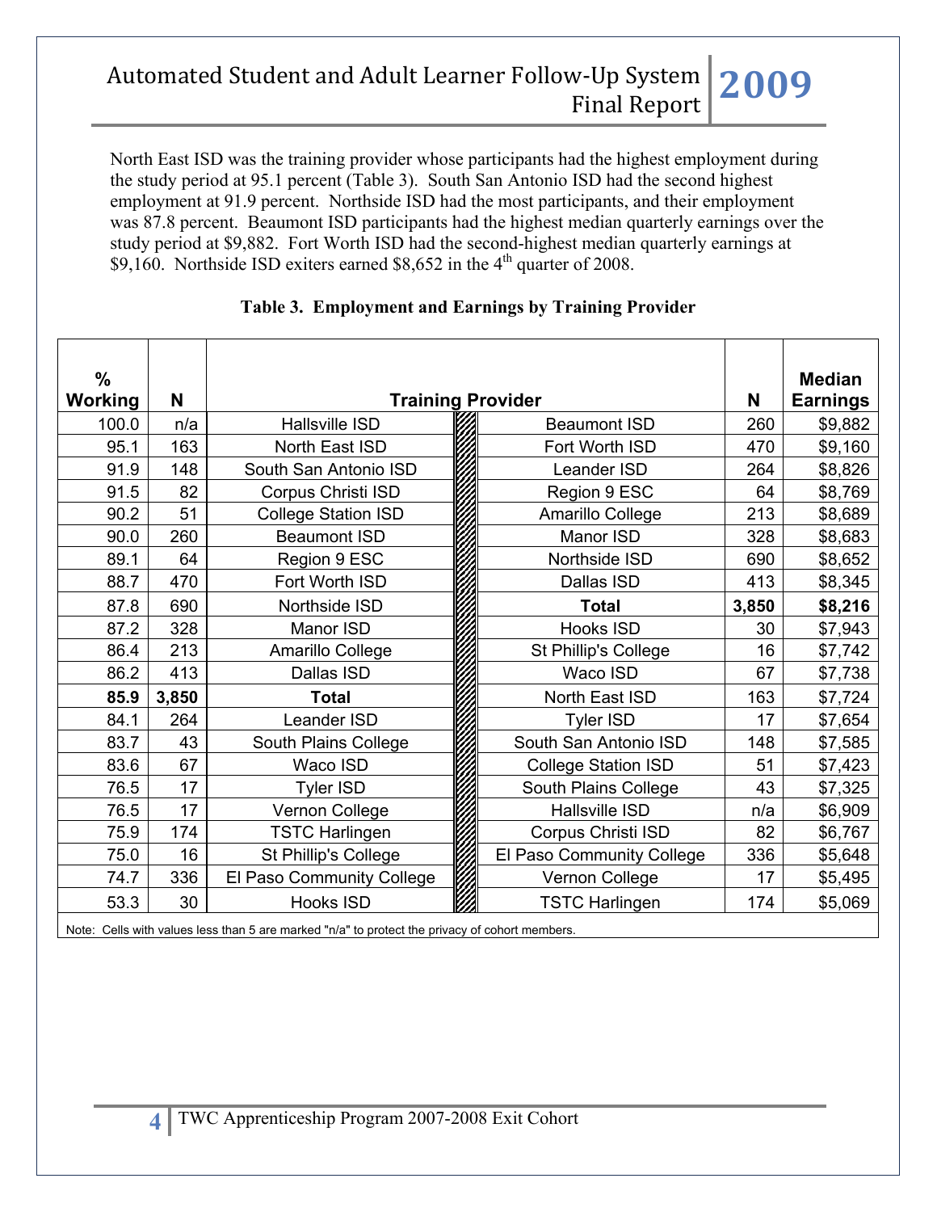North East ISD was the training provider whose participants had the highest employment during the study period at 95.1 percent (Table 3). South San Antonio ISD had the second highest employment at 91.9 percent. Northside ISD had the most participants, and their employment was 87.8 percent. Beaumont ISD participants had the highest median quarterly earnings over the study period at $9,882. Fort Worth ISD had the second-highest median quarterly earnings at $9,160. Northside ISD exiters earned $8,652 in the 4th quarter of 2008.

**Table 3. Employment and Earnings by Training Provider**

| % Working | N | Training Provider | Training Provider | N | Median Earnings |
|---|---|---|---|---|---|
| 100.0 | n/a | Hallsville ISD | Beaumont ISD | 260 | $9,882 |
| 95.1 | 163 | North East ISD | Fort Worth ISD | 470 | $9,160 |
| 91.9 | 148 | South San Antonio ISD | Leander ISD | 264 | $8,826 |
| 91.5 | 82 | Corpus Christi ISD | Region 9 ESC | 64 | $8,769 |
| 90.2 | 51 | College Station ISD | Amarillo College | 213 | $8,689 |
| 90.0 | 260 | Beaumont ISD | Manor ISD | 328 | $8,683 |
| 89.1 | 64 | Region 9 ESC | Northside ISD | 690 | $8,652 |
| 88.7 | 470 | Fort Worth ISD | Dallas ISD | 413 | $8,345 |
| 87.8 | 690 | Northside ISD | **Total** | **3,850** | **$8,216** |
| 87.2 | 328 | Manor ISD | Hooks ISD | 30 | $7,943 |
| 86.4 | 213 | Amarillo College | St Phillip's College | 16 | $7,742 |
| 86.2 | 413 | Dallas ISD | Waco ISD | 67 | $7,738 |
| **85.9** | **3,850** | **Total** | North East ISD | 163 | $7,724 |
| 84.1 | 264 | Leander ISD | Tyler ISD | 17 | $7,654 |
| 83.7 | 43 | South Plains College | South San Antonio ISD | 148 | $7,585 |
| 83.6 | 67 | Waco ISD | College Station ISD | 51 | $7,423 |
| 76.5 | 17 | Tyler ISD | South Plains College | 43 | $7,325 |
| 76.5 | 17 | Vernon College | Hallsville ISD | n/a | $6,909 |
| 75.9 | 174 | TSTC Harlingen | Corpus Christi ISD | 82 | $6,767 |
| 75.0 | 16 | St Phillip's College | El Paso Community College | 336 | $5,648 |
| 74.7 | 336 | El Paso Community College | Vernon College | 17 | $5,495 |
| 53.3 | 30 | Hooks ISD | TSTC Harlingen | 174 | $5,069 |

Note: Cells with values less than 5 are marked "n/a" to protect the privacy of cohort members.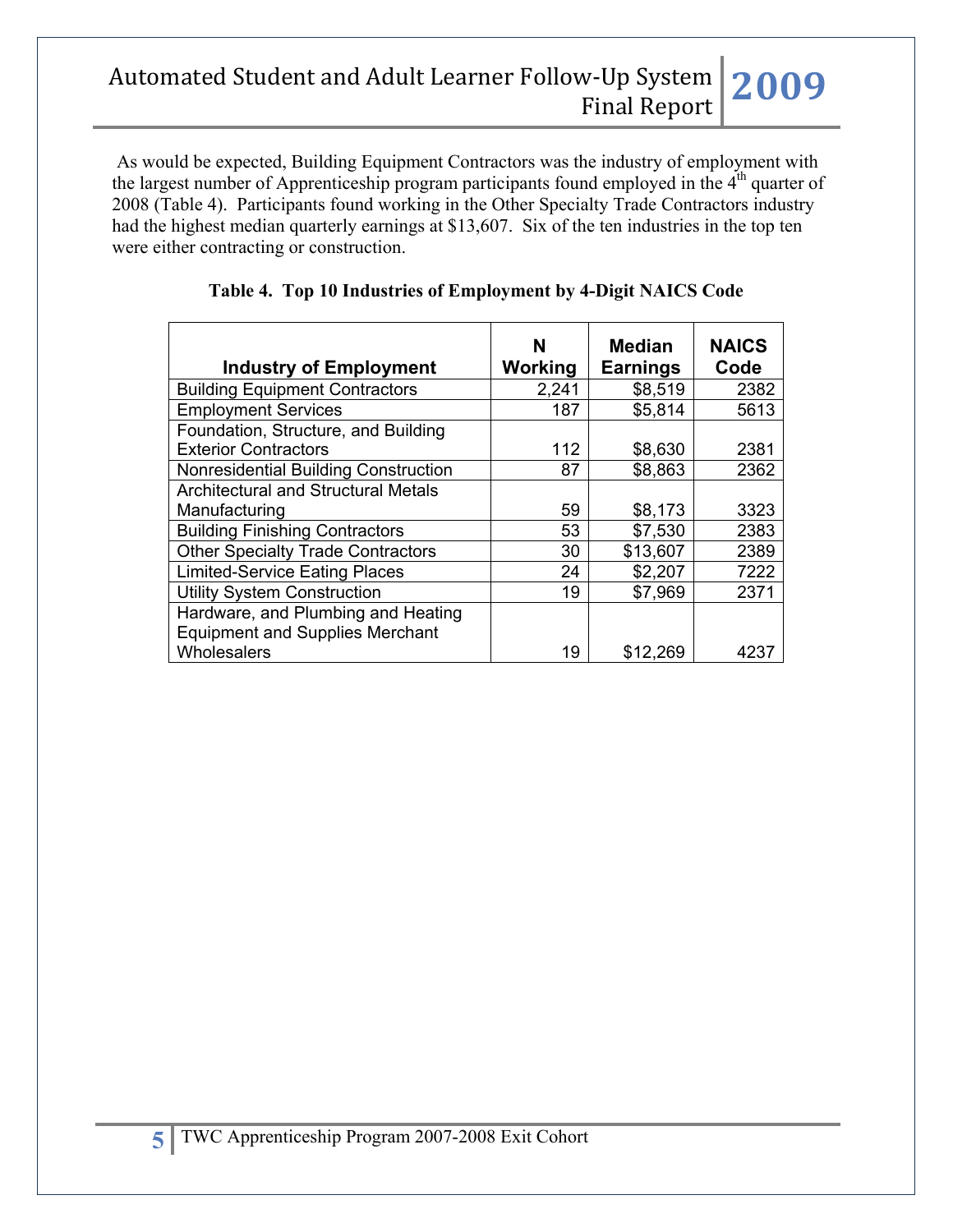As would be expected, Building Equipment Contractors was the industry of employment with the largest number of Apprenticeship program participants found employed in the 4th quarter of 2008 (Table 4). Participants found working in the Other Specialty Trade Contractors industry had the highest median quarterly earnings at $13,607. Six of the ten industries in the top ten were either contracting or construction.

**Table 4. Top 10 Industries of Employment by 4-Digit NAICS Code**

| Industry of Employment | N Working | Median Earnings | NAICS Code |
|---|---|---|---|
| Building Equipment Contractors | 2,241 | $8,519 | 2382 |
| Employment Services | 187 | $5,814 | 5613 |
| Foundation, Structure, and Building Exterior Contractors | 112 | $8,630 | 2381 |
| Nonresidential Building Construction | 87 | $8,863 | 2362 |
| Architectural and Structural Metals Manufacturing | 59 | $8,173 | 3323 |
| Building Finishing Contractors | 53 | $7,530 | 2383 |
| Other Specialty Trade Contractors | 30 | $13,607 | 2389 |
| Limited-Service Eating Places | 24 | $2,207 | 7222 |
| Utility System Construction | 19 | $7,969 | 2371 |
| Hardware, and Plumbing and Heating Equipment and Supplies Merchant Wholesalers | 19 | $12,269 | 4237 |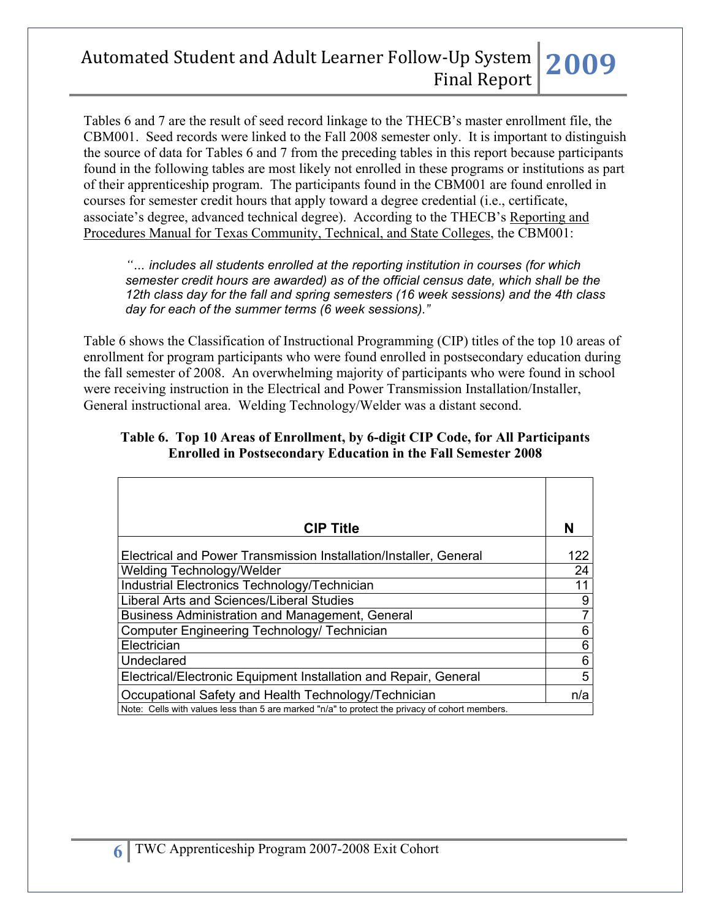Tables 6 and 7 are the result of seed record linkage to the THECB's master enrollment file, the CBM001. Seed records were linked to the Fall 2008 semester only. It is important to distinguish the source of data for Tables 6 and 7 from the preceding tables in this report because participants found in the following tables are most likely not enrolled in these programs or institutions as part of their apprenticeship program. The participants found in the CBM001 are found enrolled in courses for semester credit hours that apply toward a degree credential (i.e., certificate, associate's degree, advanced technical degree). According to the THECB's Reporting and Procedures Manual for Texas Community, Technical, and State Colleges, the CBM001:

> *"… includes all students enrolled at the reporting institution in courses (for which semester credit hours are awarded) as of the official census date, which shall be the 12th class day for the fall and spring semesters (16 week sessions) and the 4th class day for each of the summer terms (6 week sessions)."*

Table 6 shows the Classification of Instructional Programming (CIP) titles of the top 10 areas of enrollment for program participants who were found enrolled in postsecondary education during the fall semester of 2008. An overwhelming majority of participants who were found in school were receiving instruction in the Electrical and Power Transmission Installation/Installer, General instructional area. Welding Technology/Welder was a distant second.

**Table 6. Top 10 Areas of Enrollment, by 6-digit CIP Code, for All Participants Enrolled in Postsecondary Education in the Fall Semester 2008**

| CIP Title | N |
|---|---|
| Electrical and Power Transmission Installation/Installer, General | 122 |
| Welding Technology/Welder | 24 |
| Industrial Electronics Technology/Technician | 11 |
| Liberal Arts and Sciences/Liberal Studies | 9 |
| Business Administration and Management, General | 7 |
| Computer Engineering Technology/ Technician | 6 |
| Electrician | 6 |
| Undeclared | 6 |
| Electrical/Electronic Equipment Installation and Repair, General | 5 |
| Occupational Safety and Health Technology/Technician | n/a |

Note: Cells with values less than 5 are marked "n/a" to protect the privacy of cohort members.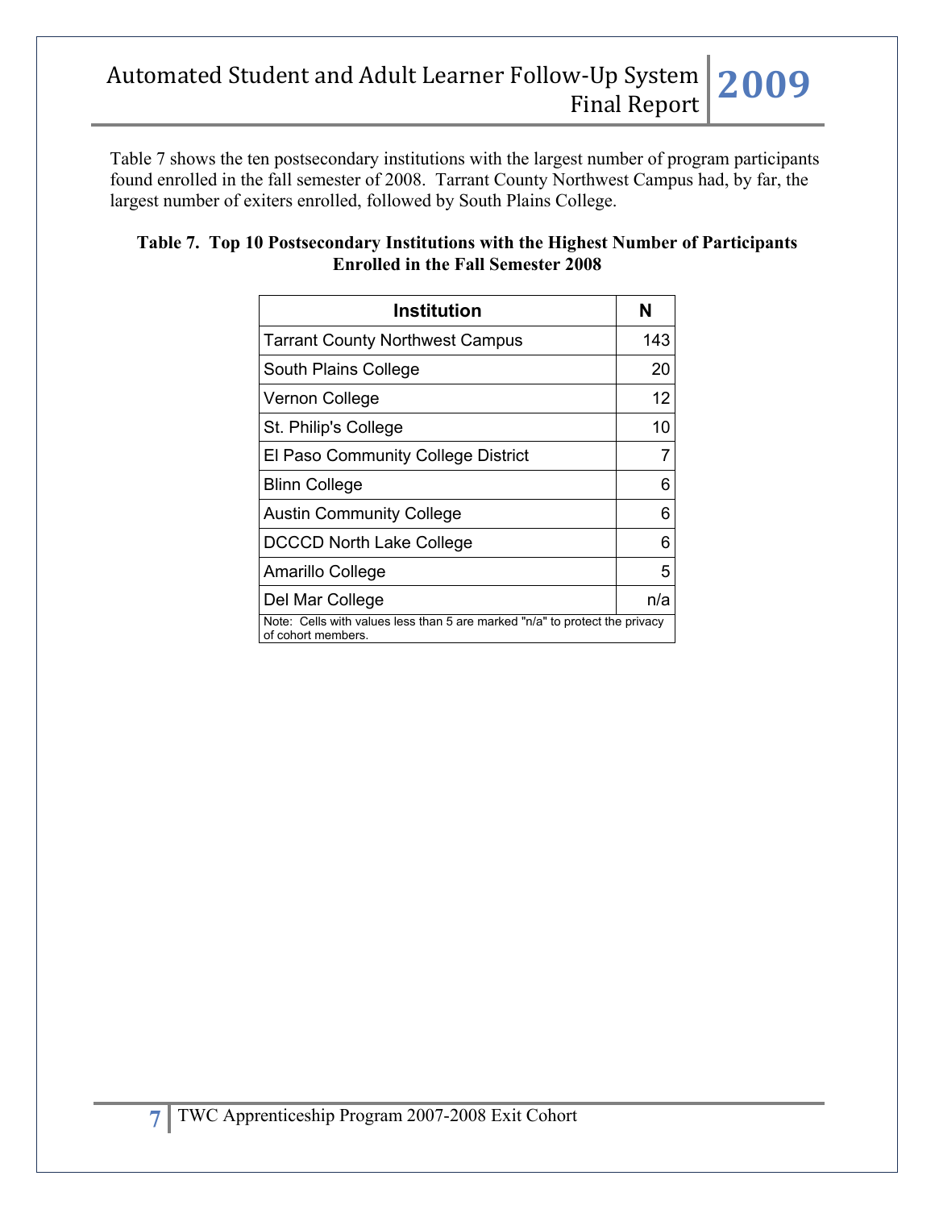Table 7 shows the ten postsecondary institutions with the largest number of program participants found enrolled in the fall semester of 2008. Tarrant County Northwest Campus had, by far, the largest number of exiters enrolled, followed by South Plains College.

**Table 7. Top 10 Postsecondary Institutions with the Highest Number of Participants Enrolled in the Fall Semester 2008**

| Institution | N |
|---|---|
| Tarrant County Northwest Campus | 143 |
| South Plains College | 20 |
| Vernon College | 12 |
| St. Philip's College | 10 |
| El Paso Community College District | 7 |
| Blinn College | 6 |
| Austin Community College | 6 |
| DCCCD North Lake College | 6 |
| Amarillo College | 5 |
| Del Mar College | n/a |

Note: Cells with values less than 5 are marked "n/a" to protect the privacy of cohort members.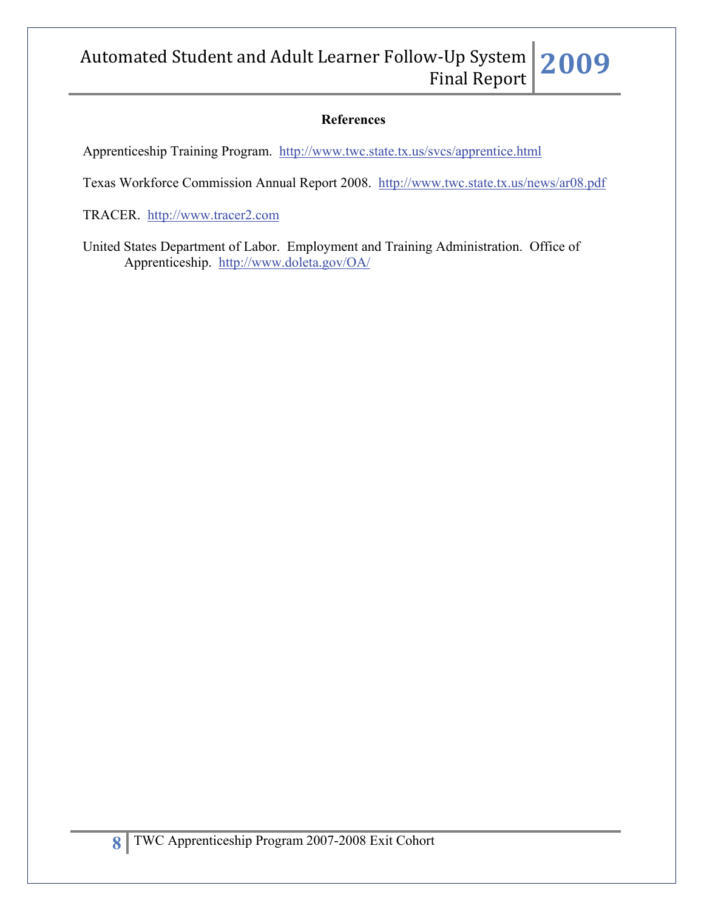## References

Apprenticeship Training Program. http://www.twc.state.tx.us/svcs/apprentice.html

Texas Workforce Commission Annual Report 2008. http://www.twc.state.tx.us/news/ar08.pdf

TRACER. http://www.tracer2.com

United States Department of Labor. Employment and Training Administration. Office of Apprenticeship. http://www.doleta.gov/OA/